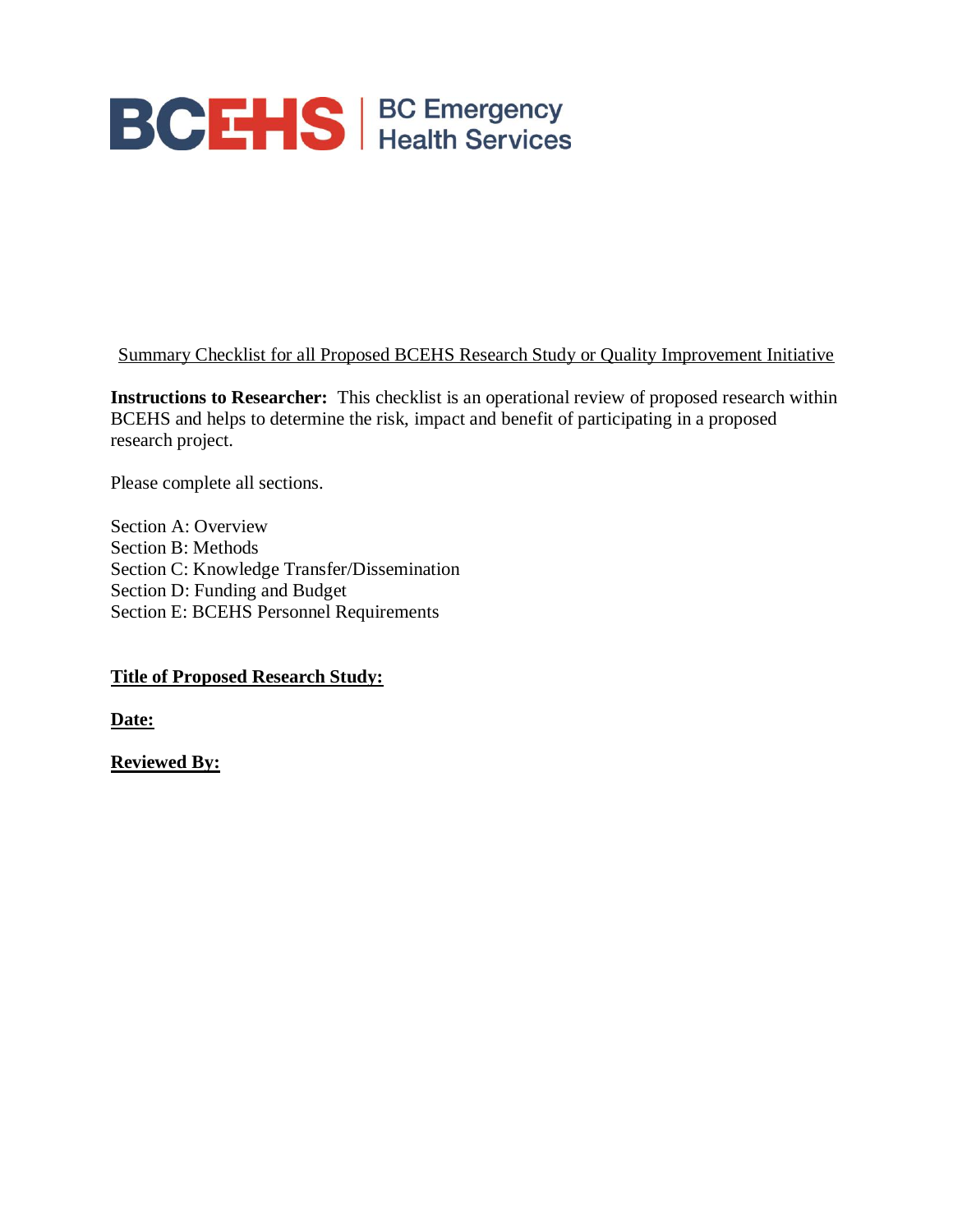BCEHS | BC Emergency Health Services

<u>Summary Checklist for all Proposed BCEHS Research Study or Quality Improvement Initiative</u>

**Instructions to Researcher:** This checklist is an operational review of proposed research within BCEHS and helps to determine the risk, impact and benefit of participating in a proposed research project.

Please complete all sections.

Section A: Overview
Section B: Methods
Section C: Knowledge Transfer/Dissemination
Section D: Funding and Budget
Section E: BCEHS Personnel Requirements

**<u>Title of Proposed Research Study:</u>**

**<u>Date:</u>**

**<u>Reviewed By:</u>**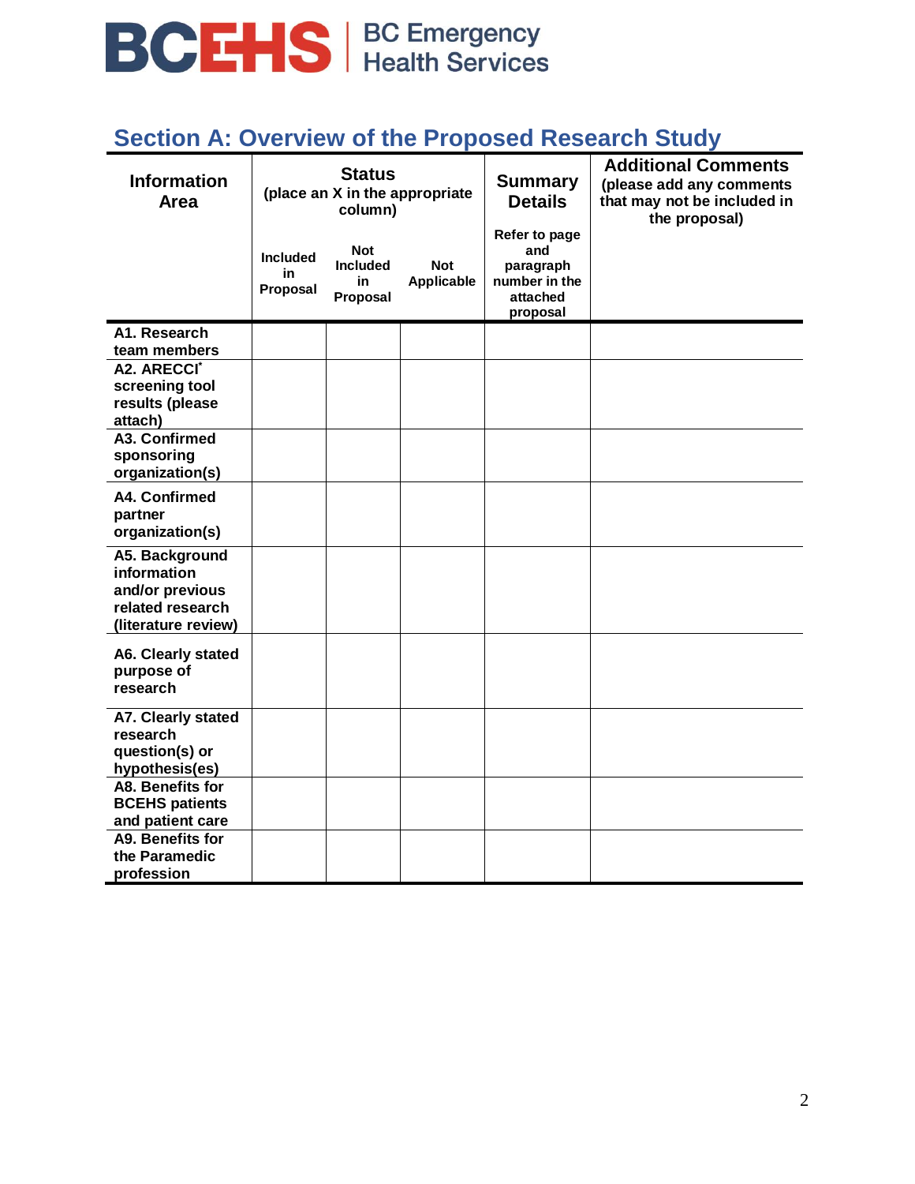BCEHS | BC Emergency Health Services

## Section A: Overview of the Proposed Research Study

| Information Area | Status (place an X in the appropriate column) | | | Summary Details | Additional Comments (please add any comments that may not be included in the proposal) |
|---|---|---|---|---|---|
| | Included in Proposal | Not Included in Proposal | Not Applicable | Refer to page and paragraph number in the attached proposal | |
| A1. Research team members | | | | | |
| A2. ARECCI* screening tool results (please attach) | | | | | |
| A3. Confirmed sponsoring organization(s) | | | | | |
| A4. Confirmed partner organization(s) | | | | | |
| A5. Background information and/or previous related research (literature review) | | | | | |
| A6. Clearly stated purpose of research | | | | | |
| A7. Clearly stated research question(s) or hypothesis(es) | | | | | |
| A8. Benefits for BCEHS patients and patient care | | | | | |
| A9. Benefits for the Paramedic profession | | | | | |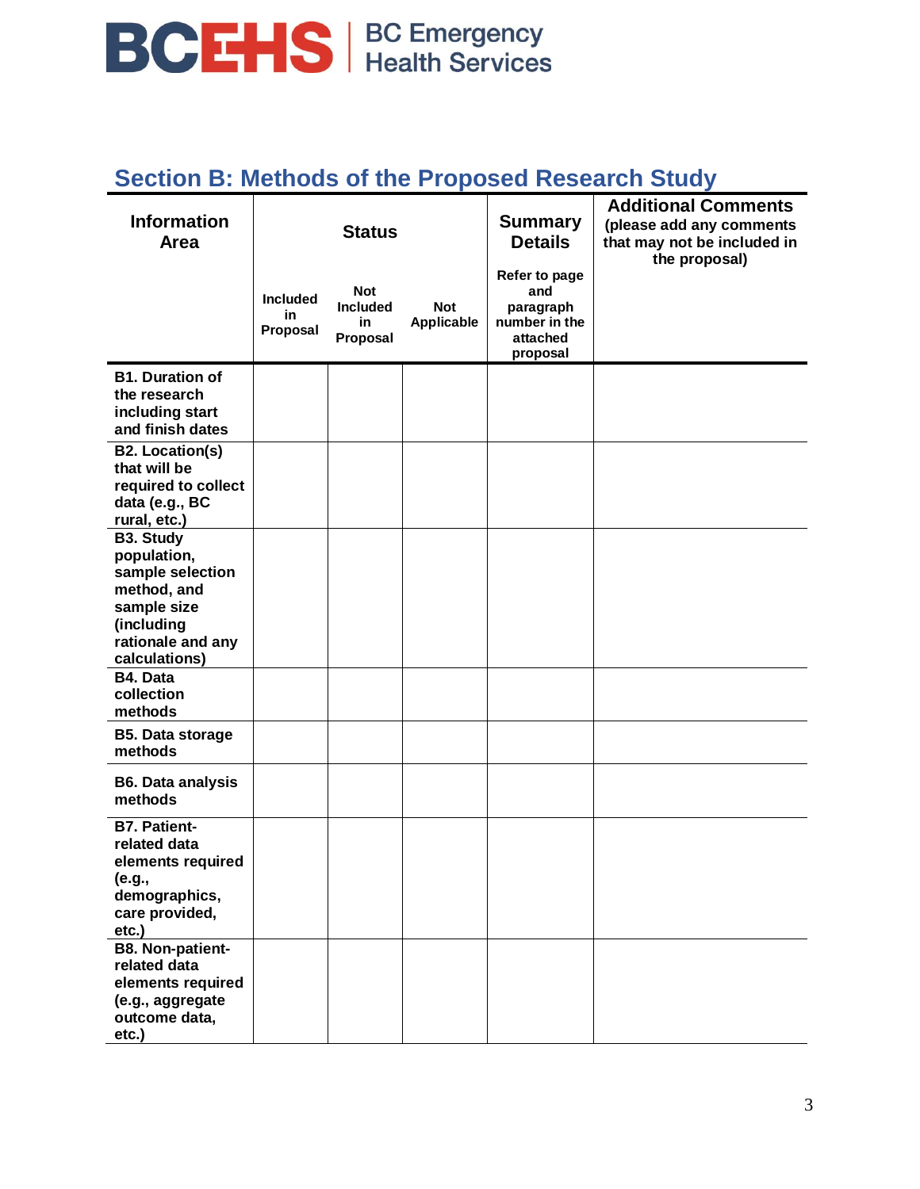## Section B: Methods of the Proposed Research Study

| Information Area | Status | | | Summary Details | Additional Comments (please add any comments that may not be included in the proposal) |
|---|---|---|---|---|---|
| | Included in Proposal | Not Included in Proposal | Not Applicable | Refer to page and paragraph number in the attached proposal | |
| **B1. Duration of the research including start and finish dates** | | | | | |
| **B2. Location(s) that will be required to collect data (e.g., BC rural, etc.)** | | | | | |
| **B3. Study population, sample selection method, and sample size (including rationale and any calculations)** | | | | | |
| **B4. Data collection methods** | | | | | |
| **B5. Data storage methods** | | | | | |
| **B6. Data analysis methods** | | | | | |
| **B7. Patient-related data elements required (e.g., demographics, care provided, etc.)** | | | | | |
| **B8. Non-patient-related data elements required (e.g., aggregate outcome data, etc.)** | | | | | |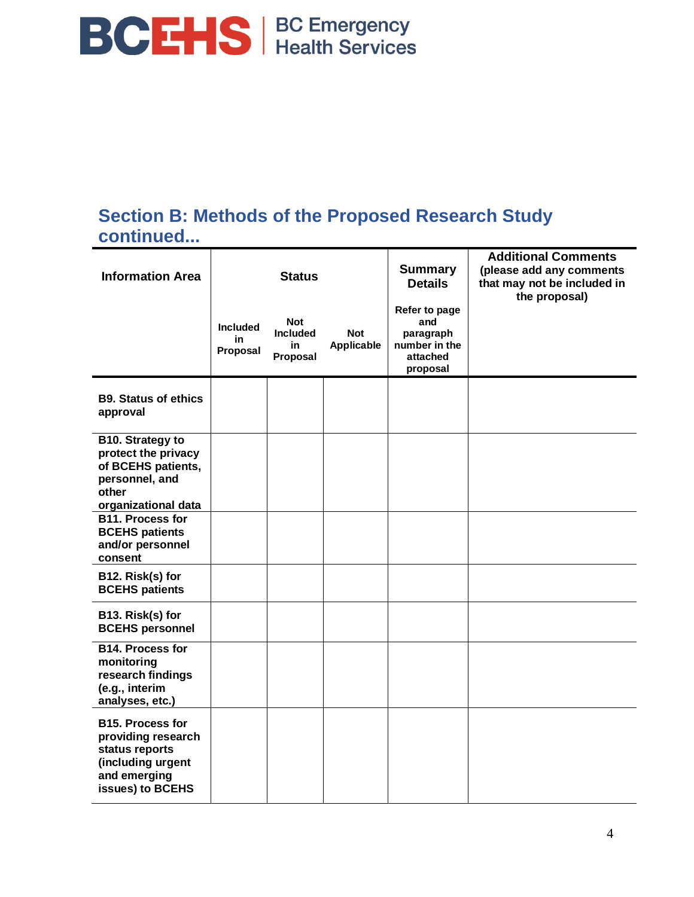## Section B: Methods of the Proposed Research Study continued...

| Information Area | Status | | | Summary Details | Additional Comments (please add any comments that may not be included in the proposal) |
|---|---|---|---|---|---|
| | Included in Proposal | Not Included in Proposal | Not Applicable | Refer to page and paragraph number in the attached proposal | |
| **B9. Status of ethics approval** | | | | | |
| **B10. Strategy to protect the privacy of BCEHS patients, personnel, and other organizational data** | | | | | |
| **B11. Process for BCEHS patients and/or personnel consent** | | | | | |
| **B12. Risk(s) for BCEHS patients** | | | | | |
| **B13. Risk(s) for BCEHS personnel** | | | | | |
| **B14. Process for monitoring research findings (e.g., interim analyses, etc.)** | | | | | |
| **B15. Process for providing research status reports (including urgent and emerging issues) to BCEHS** | | | | | |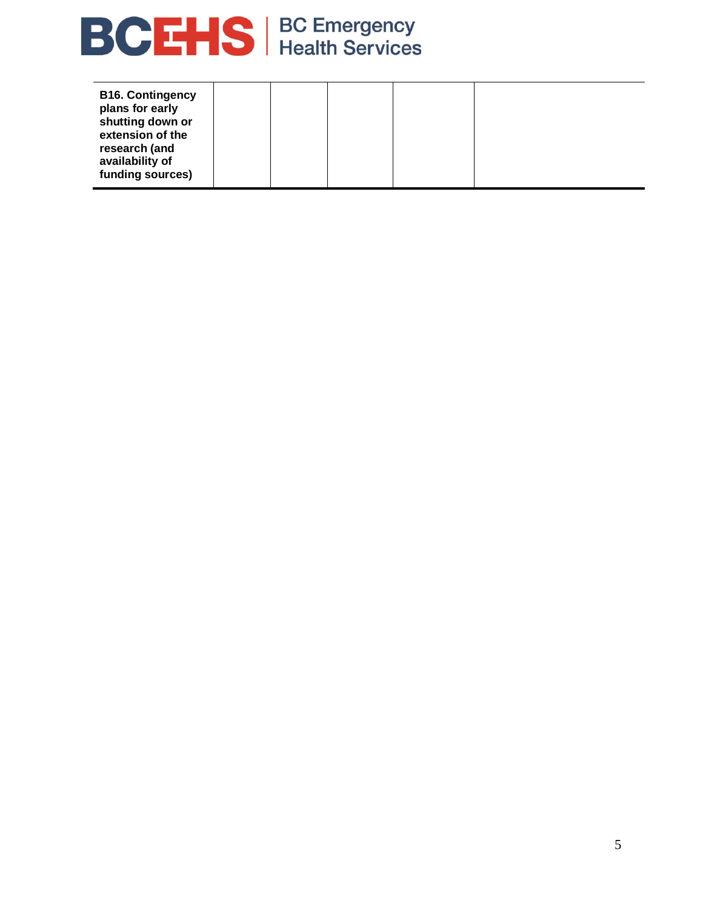| | | | | | |
|---|---|---|---|---|---|
| **B16. Contingency plans for early shutting down or extension of the research (and availability of funding sources)** | | | | | |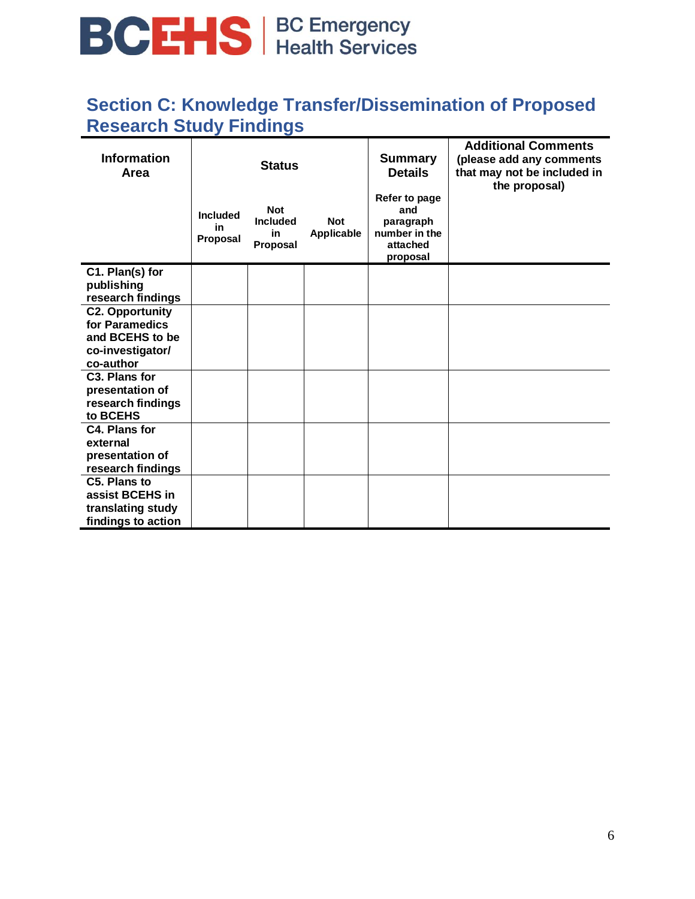## Section C: Knowledge Transfer/Dissemination of Proposed Research Study Findings

| Information Area | Status | | | Summary Details | Additional Comments (please add any comments that may not be included in the proposal) |
|---|---|---|---|---|---|
| | Included in Proposal | Not Included in Proposal | Not Applicable | Refer to page and paragraph number in the attached proposal | |
| C1. Plan(s) for publishing research findings | | | | | |
| C2. Opportunity for Paramedics and BCEHS to be co-investigator/ co-author | | | | | |
| C3. Plans for presentation of research findings to BCEHS | | | | | |
| C4. Plans for external presentation of research findings | | | | | |
| C5. Plans to assist BCEHS in translating study findings to action | | | | | |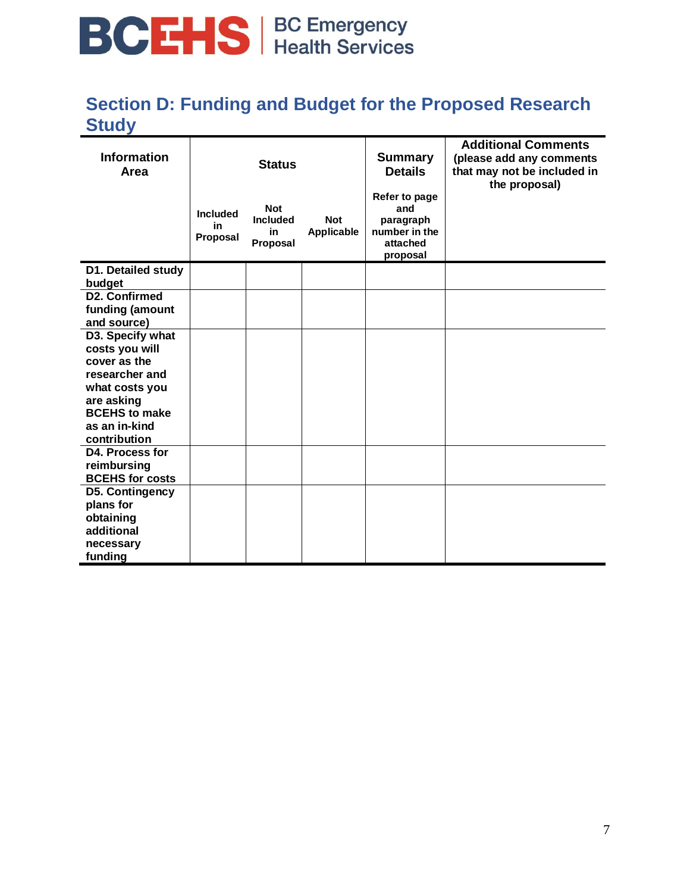## Section D: Funding and Budget for the Proposed Research Study

| Information Area | Status | | | Summary Details<br>Refer to page and paragraph number in the attached proposal | Additional Comments (please add any comments that may not be included in the proposal) |
|---|---|---|---|---|---|
| | Included in Proposal | Not Included in Proposal | Not Applicable | | |
| **D1. Detailed study budget** | | | | | |
| **D2. Confirmed funding (amount and source)** | | | | | |
| **D3. Specify what costs you will cover as the researcher and what costs you are asking BCEHS to make as an in-kind contribution** | | | | | |
| **D4. Process for reimbursing BCEHS for costs** | | | | | |
| **D5. Contingency plans for obtaining additional necessary funding** | | | | | |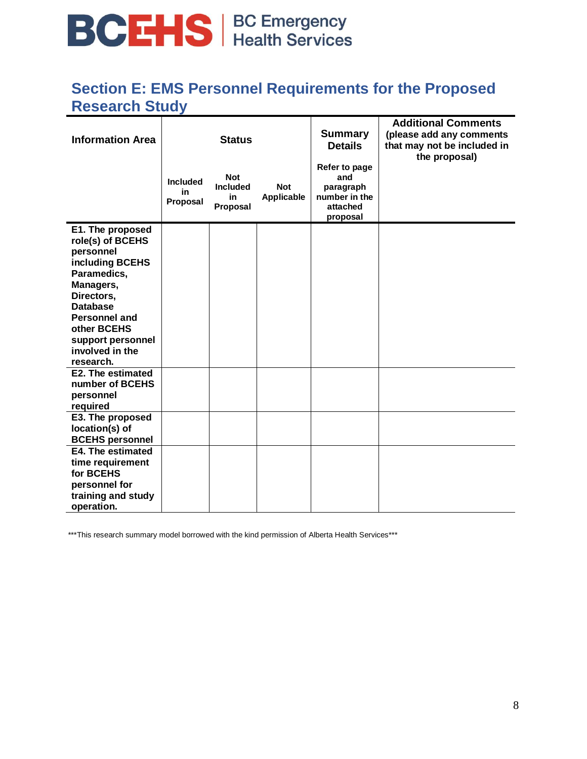BCEHS | BC Emergency Health Services

## Section E: EMS Personnel Requirements for the Proposed Research Study

| Information Area | Status | | | Summary Details | Additional Comments (please add any comments that may not be included in the proposal) |
|---|---|---|---|---|---|
| | Included in Proposal | Not Included in Proposal | Not Applicable | Refer to page and paragraph number in the attached proposal | |
| **E1. The proposed role(s) of BCEHS personnel including BCEHS Paramedics, Managers, Directors, Database Personnel and other BCEHS support personnel involved in the research.** | | | | | |
| **E2. The estimated number of BCEHS personnel required** | | | | | |
| **E3. The proposed location(s) of BCEHS personnel** | | | | | |
| **E4. The estimated time requirement for BCEHS personnel for training and study operation.** | | | | | |

***This research summary model borrowed with the kind permission of Alberta Health Services***